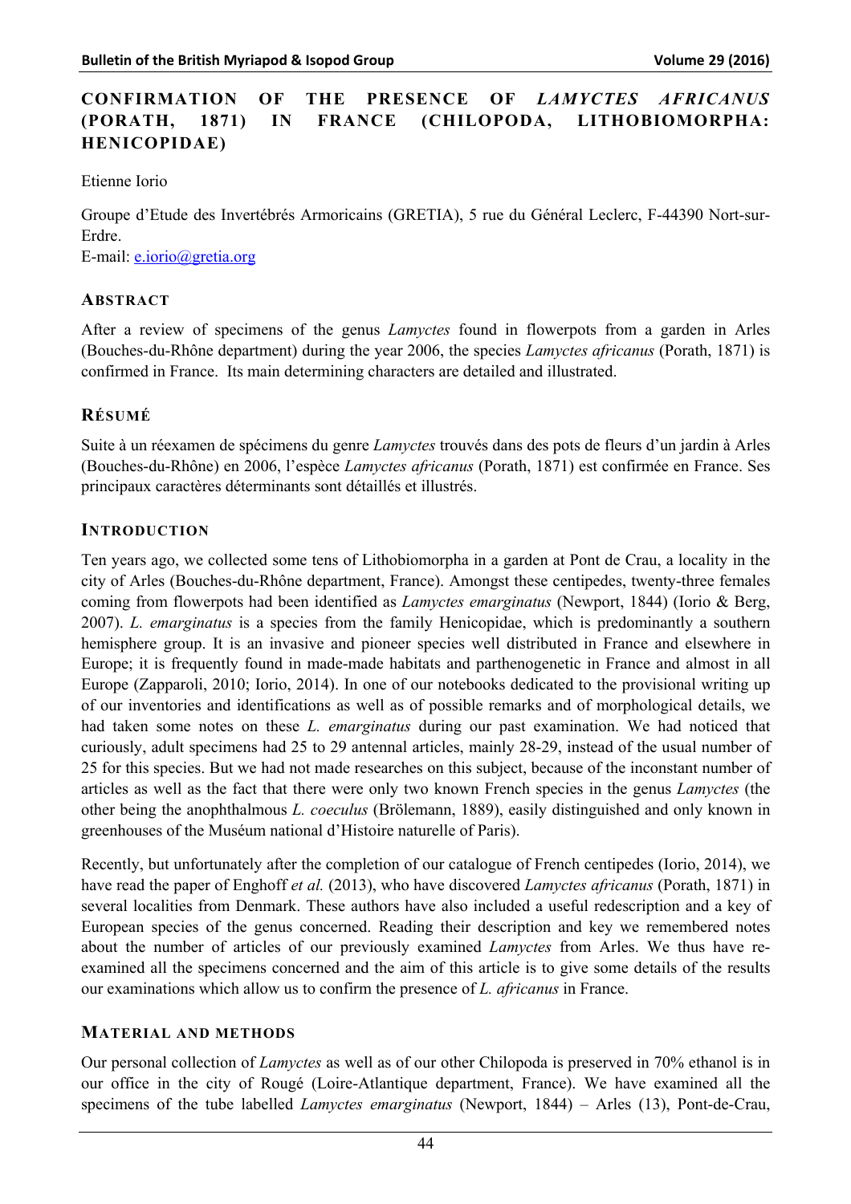# CONFIRMATION OF THE PRESENCE OF *LAMYCTES AFRICANUS* (PORATH, 1871) IN FRANCE (CHILOPODA, LITHOBIOMORPHA: HENICOPIDAE)

Etienne Iorio

Groupe d'Etude des Invertébrés Armoricains (GRETIA), 5 rue du Général Leclerc, F-44390 Nort-sur-Erdre.
E-mail: e.iorio@gretia.org

## ABSTRACT

After a review of specimens of the genus *Lamyctes* found in flowerpots from a garden in Arles (Bouches-du-Rhône department) during the year 2006, the species *Lamyctes africanus* (Porath, 1871) is confirmed in France. Its main determining characters are detailed and illustrated.

## RÉSUMÉ

Suite à un réexamen de spécimens du genre *Lamyctes* trouvés dans des pots de fleurs d'un jardin à Arles (Bouches-du-Rhône) en 2006, l'espèce *Lamyctes africanus* (Porath, 1871) est confirmée en France. Ses principaux caractères déterminants sont détaillés et illustrés.

## INTRODUCTION

Ten years ago, we collected some tens of Lithobiomorpha in a garden at Pont de Crau, a locality in the city of Arles (Bouches-du-Rhône department, France). Amongst these centipedes, twenty-three females coming from flowerpots had been identified as *Lamyctes emarginatus* (Newport, 1844) (Iorio & Berg, 2007). *L. emarginatus* is a species from the family Henicopidae, which is predominantly a southern hemisphere group. It is an invasive and pioneer species well distributed in France and elsewhere in Europe; it is frequently found in made-made habitats and parthenogenetic in France and almost in all Europe (Zapparoli, 2010; Iorio, 2014). In one of our notebooks dedicated to the provisional writing up of our inventories and identifications as well as of possible remarks and of morphological details, we had taken some notes on these *L. emarginatus* during our past examination. We had noticed that curiously, adult specimens had 25 to 29 antennal articles, mainly 28-29, instead of the usual number of 25 for this species. But we had not made researches on this subject, because of the inconstant number of articles as well as the fact that there were only two known French species in the genus *Lamyctes* (the other being the anophthalmous *L. coeculus* (Brölemann, 1889), easily distinguished and only known in greenhouses of the Muséum national d'Histoire naturelle of Paris).

Recently, but unfortunately after the completion of our catalogue of French centipedes (Iorio, 2014), we have read the paper of Enghoff *et al.* (2013), who have discovered *Lamyctes africanus* (Porath, 1871) in several localities from Denmark. These authors have also included a useful redescription and a key of European species of the genus concerned. Reading their description and key we remembered notes about the number of articles of our previously examined *Lamyctes* from Arles. We thus have re-examined all the specimens concerned and the aim of this article is to give some details of the results our examinations which allow us to confirm the presence of *L. africanus* in France.

## MATERIAL AND METHODS

Our personal collection of *Lamyctes* as well as of our other Chilopoda is preserved in 70% ethanol is in our office in the city of Rougé (Loire-Atlantique department, France). We have examined all the specimens of the tube labelled *Lamyctes emarginatus* (Newport, 1844) – Arles (13), Pont-de-Crau,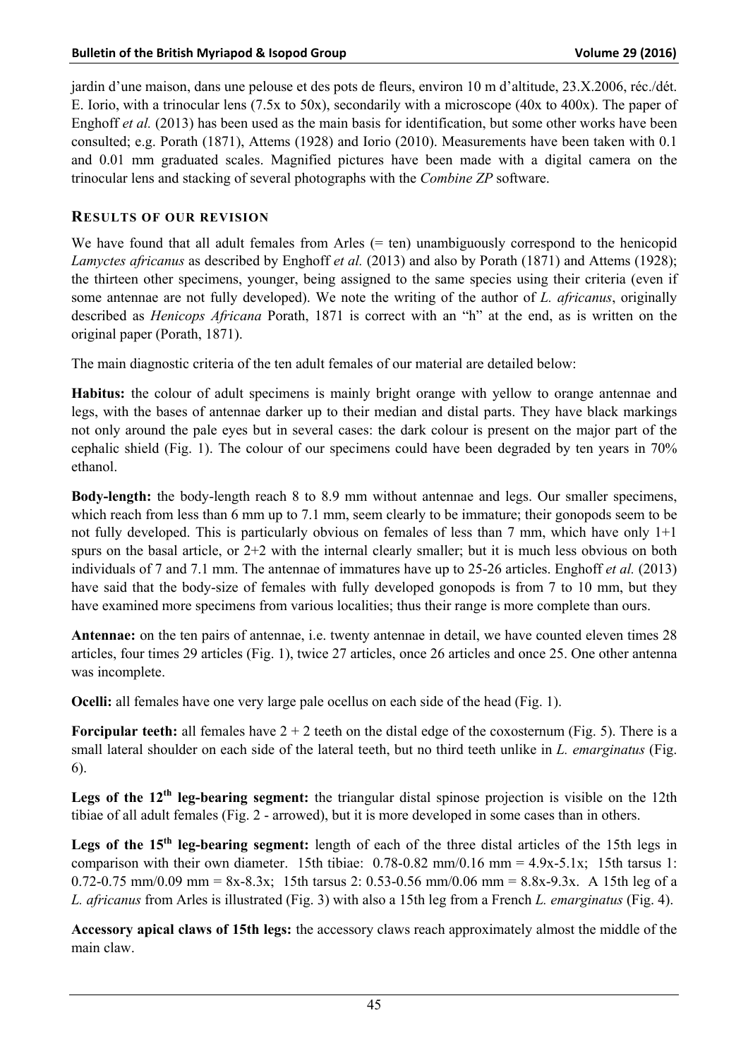jardin d'une maison, dans une pelouse et des pots de fleurs, environ 10 m d'altitude, 23.X.2006, réc./dét. E. Iorio, with a trinocular lens (7.5x to 50x), secondarily with a microscope (40x to 400x). The paper of Enghoff *et al.* (2013) has been used as the main basis for identification, but some other works have been consulted; e.g. Porath (1871), Attems (1928) and Iorio (2010). Measurements have been taken with 0.1 and 0.01 mm graduated scales. Magnified pictures have been made with a digital camera on the trinocular lens and stacking of several photographs with the *Combine ZP* software.

## RESULTS OF OUR REVISION

We have found that all adult females from Arles (= ten) unambiguously correspond to the henicopid *Lamyctes africanus* as described by Enghoff *et al.* (2013) and also by Porath (1871) and Attems (1928); the thirteen other specimens, younger, being assigned to the same species using their criteria (even if some antennae are not fully developed). We note the writing of the author of *L. africanus*, originally described as *Henicops Africana* Porath, 1871 is correct with an "h" at the end, as is written on the original paper (Porath, 1871).

The main diagnostic criteria of the ten adult females of our material are detailed below:

**Habitus:** the colour of adult specimens is mainly bright orange with yellow to orange antennae and legs, with the bases of antennae darker up to their median and distal parts. They have black markings not only around the pale eyes but in several cases: the dark colour is present on the major part of the cephalic shield (Fig. 1). The colour of our specimens could have been degraded by ten years in 70% ethanol.

**Body-length:** the body-length reach 8 to 8.9 mm without antennae and legs. Our smaller specimens, which reach from less than 6 mm up to 7.1 mm, seem clearly to be immature; their gonopods seem to be not fully developed. This is particularly obvious on females of less than 7 mm, which have only 1+1 spurs on the basal article, or 2+2 with the internal clearly smaller; but it is much less obvious on both individuals of 7 and 7.1 mm. The antennae of immatures have up to 25-26 articles. Enghoff *et al.* (2013) have said that the body-size of females with fully developed gonopods is from 7 to 10 mm, but they have examined more specimens from various localities; thus their range is more complete than ours.

**Antennae:** on the ten pairs of antennae, i.e. twenty antennae in detail, we have counted eleven times 28 articles, four times 29 articles (Fig. 1), twice 27 articles, once 26 articles and once 25. One other antenna was incomplete.

**Ocelli:** all females have one very large pale ocellus on each side of the head (Fig. 1).

**Forcipular teeth:** all females have 2 + 2 teeth on the distal edge of the coxosternum (Fig. 5). There is a small lateral shoulder on each side of the lateral teeth, but no third teeth unlike in *L. emarginatus* (Fig. 6).

**Legs of the 12th leg-bearing segment:** the triangular distal spinose projection is visible on the 12th tibiae of all adult females (Fig. 2 - arrowed), but it is more developed in some cases than in others.

**Legs of the 15th leg-bearing segment:** length of each of the three distal articles of the 15th legs in comparison with their own diameter. 15th tibiae: 0.78-0.82 mm/0.16 mm = 4.9x-5.1x; 15th tarsus 1: 0.72-0.75 mm/0.09 mm = 8x-8.3x; 15th tarsus 2: 0.53-0.56 mm/0.06 mm = 8.8x-9.3x. A 15th leg of a *L. africanus* from Arles is illustrated (Fig. 3) with also a 15th leg from a French *L. emarginatus* (Fig. 4).

**Accessory apical claws of 15th legs:** the accessory claws reach approximately almost the middle of the main claw.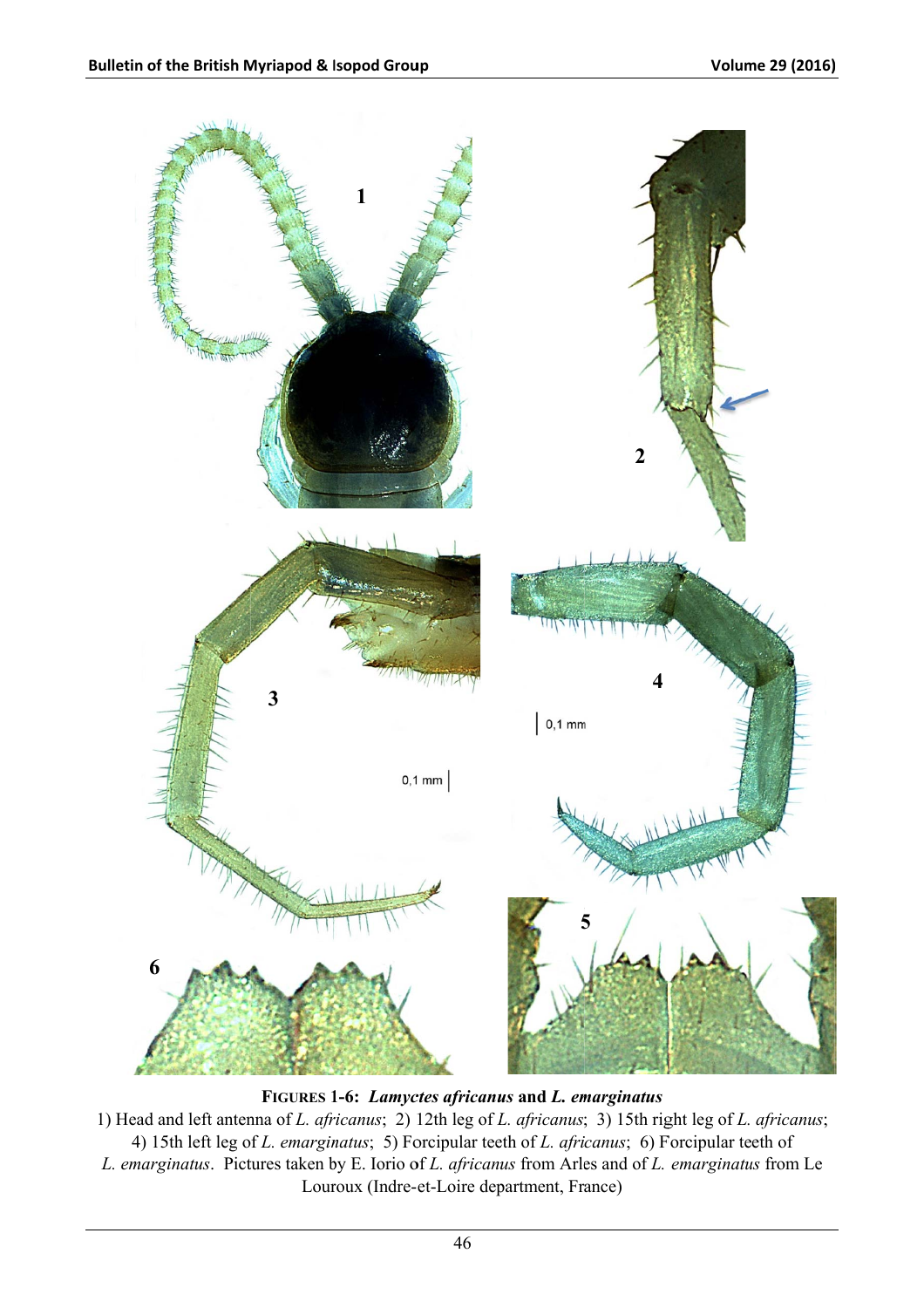**FIGURES 1-6: *Lamyctes africanus* and *L. emarginatus***

1) Head and left antenna of *L. africanus*; 2) 12th leg of *L. africanus*; 3) 15th right leg of *L. africanus*; 4) 15th left leg of *L. emarginatus*; 5) Forcipular teeth of *L. africanus*; 6) Forcipular teeth of *L. emarginatus*. Pictures taken by E. Iorio of *L. africanus* from Arles and of *L. emarginatus* from Le Louroux (Indre-et-Loire department, France)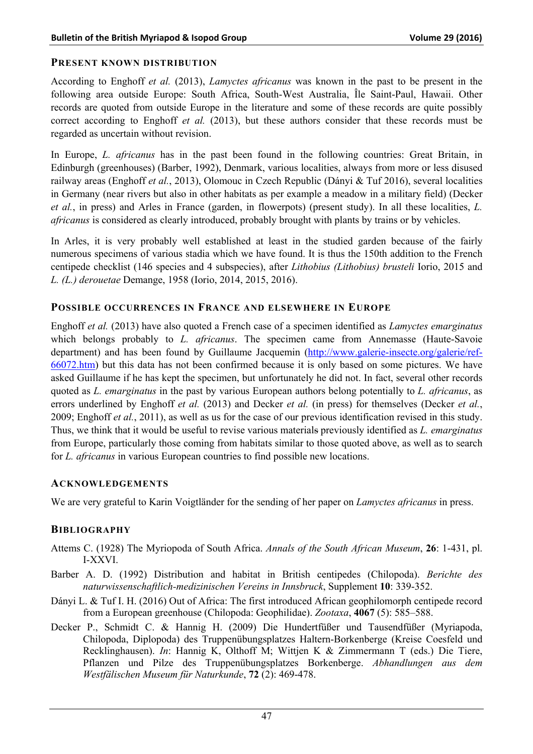## PRESENT KNOWN DISTRIBUTION

According to Enghoff *et al.* (2013), *Lamyctes africanus* was known in the past to be present in the following area outside Europe: South Africa, South-West Australia, Île Saint-Paul, Hawaii. Other records are quoted from outside Europe in the literature and some of these records are quite possibly correct according to Enghoff *et al.* (2013), but these authors consider that these records must be regarded as uncertain without revision.

In Europe, *L. africanus* has in the past been found in the following countries: Great Britain, in Edinburgh (greenhouses) (Barber, 1992), Denmark, various localities, always from more or less disused railway areas (Enghoff *et al.*, 2013), Olomouc in Czech Republic (Dányi & Tuf 2016), several localities in Germany (near rivers but also in other habitats as per example a meadow in a military field) (Decker *et al.*, in press) and Arles in France (garden, in flowerpots) (present study). In all these localities, *L. africanus* is considered as clearly introduced, probably brought with plants by trains or by vehicles.

In Arles, it is very probably well established at least in the studied garden because of the fairly numerous specimens of various stadia which we have found. It is thus the 150th addition to the French centipede checklist (146 species and 4 subspecies), after *Lithobius (Lithobius) brusteli* Iorio, 2015 and *L. (L.) derouetae* Demange, 1958 (Iorio, 2014, 2015, 2016).

## POSSIBLE OCCURRENCES IN FRANCE AND ELSEWHERE IN EUROPE

Enghoff *et al.* (2013) have also quoted a French case of a specimen identified as *Lamyctes emarginatus* which belongs probably to *L. africanus*. The specimen came from Annemasse (Haute-Savoie department) and has been found by Guillaume Jacquemin (http://www.galerie-insecte.org/galerie/ref-66072.htm) but this data has not been confirmed because it is only based on some pictures. We have asked Guillaume if he has kept the specimen, but unfortunately he did not. In fact, several other records quoted as *L. emarginatus* in the past by various European authors belong potentially to *L. africanus*, as errors underlined by Enghoff *et al.* (2013) and Decker *et al.* (in press) for themselves (Decker *et al.*, 2009; Enghoff *et al.*, 2011), as well as us for the case of our previous identification revised in this study. Thus, we think that it would be useful to revise various materials previously identified as *L. emarginatus* from Europe, particularly those coming from habitats similar to those quoted above, as well as to search for *L. africanus* in various European countries to find possible new locations.

## ACKNOWLEDGEMENTS

We are very grateful to Karin Voigtländer for the sending of her paper on *Lamyctes africanus* in press.

## BIBLIOGRAPHY

Attems C. (1928) The Myriopoda of South Africa. *Annals of the South African Museum*, **26**: 1-431, pl. I-XXVI.

Barber A. D. (1992) Distribution and habitat in British centipedes (Chilopoda). *Berichte des naturwissenschaftlich-medizinischen Vereins in Innsbruck*, Supplement **10**: 339-352.

Dányi L. & Tuf I. H. (2016) Out of Africa: The first introduced African geophilomorph centipede record from a European greenhouse (Chilopoda: Geophilidae). *Zootaxa*, **4067** (5): 585–588.

Decker P., Schmidt C. & Hannig H. (2009) Die Hundertfüßer und Tausendfüßer (Myriapoda, Chilopoda, Diplopoda) des Truppenübungsplatzes Haltern-Borkenberge (Kreise Coesfeld und Recklinghausen). *In*: Hannig K, Olthoff M; Wittjen K & Zimmermann T (eds.) Die Tiere, Pflanzen und Pilze des Truppenübungsplatzes Borkenberge. *Abhandlungen aus dem Westfälischen Museum für Naturkunde*, **72** (2): 469-478.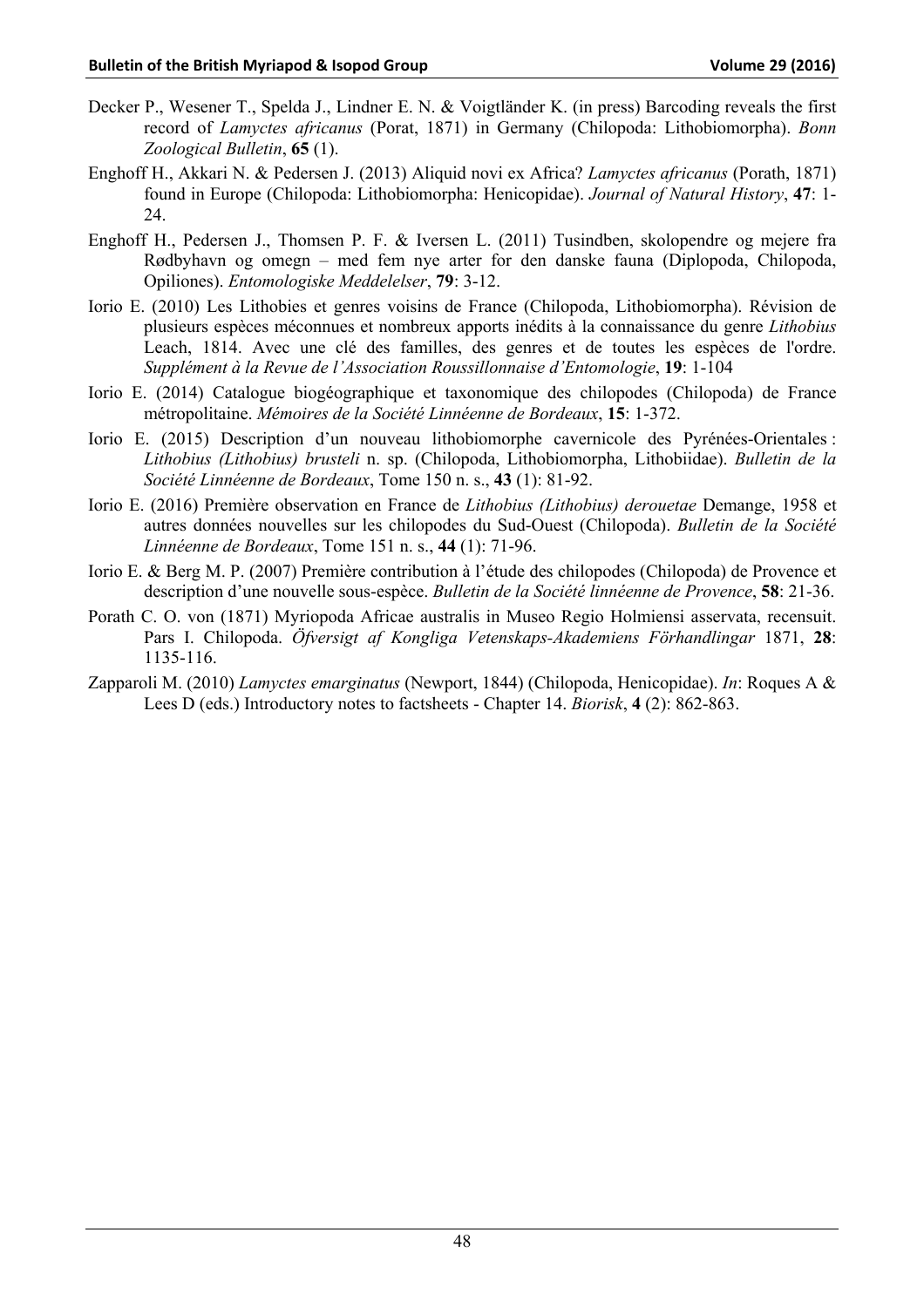Decker P., Wesener T., Spelda J., Lindner E. N. & Voigtländer K. (in press) Barcoding reveals the first record of *Lamyctes africanus* (Porat, 1871) in Germany (Chilopoda: Lithobiomorpha). *Bonn Zoological Bulletin*, **65** (1).

Enghoff H., Akkari N. & Pedersen J. (2013) Aliquid novi ex Africa? *Lamyctes africanus* (Porath, 1871) found in Europe (Chilopoda: Lithobiomorpha: Henicopidae). *Journal of Natural History*, **47**: 1-24.

Enghoff H., Pedersen J., Thomsen P. F. & Iversen L. (2011) Tusindben, skolopendre og mejere fra Rødbyhavn og omegn – med fem nye arter for den danske fauna (Diplopoda, Chilopoda, Opiliones). *Entomologiske Meddelelser*, **79**: 3-12.

Iorio E. (2010) Les Lithobies et genres voisins de France (Chilopoda, Lithobiomorpha). Révision de plusieurs espèces méconnues et nombreux apports inédits à la connaissance du genre *Lithobius* Leach, 1814. Avec une clé des familles, des genres et de toutes les espèces de l'ordre. *Supplément à la Revue de l'Association Roussillonnaise d'Entomologie*, **19**: 1-104

Iorio E. (2014) Catalogue biogéographique et taxonomique des chilopodes (Chilopoda) de France métropolitaine. *Mémoires de la Société Linnéenne de Bordeaux*, **15**: 1-372.

Iorio E. (2015) Description d'un nouveau lithobiomorphe cavernicole des Pyrénées-Orientales : *Lithobius (Lithobius) brusteli* n. sp. (Chilopoda, Lithobiomorpha, Lithobiidae). *Bulletin de la Société Linnéenne de Bordeaux*, Tome 150 n. s., **43** (1): 81-92.

Iorio E. (2016) Première observation en France de *Lithobius (Lithobius) derouetae* Demange, 1958 et autres données nouvelles sur les chilopodes du Sud-Ouest (Chilopoda). *Bulletin de la Société Linnéenne de Bordeaux*, Tome 151 n. s., **44** (1): 71-96.

Iorio E. & Berg M. P. (2007) Première contribution à l'étude des chilopodes (Chilopoda) de Provence et description d'une nouvelle sous-espèce. *Bulletin de la Société linnéenne de Provence*, **58**: 21-36.

Porath C. O. von (1871) Myriopoda Africae australis in Museo Regio Holmiensi asservata, recensuit. Pars I. Chilopoda. *Öfversigt af Kongliga Vetenskaps-Akademiens Förhandlingar* 1871, **28**: 1135-116.

Zapparoli M. (2010) *Lamyctes emarginatus* (Newport, 1844) (Chilopoda, Henicopidae). *In*: Roques A & Lees D (eds.) Introductory notes to factsheets - Chapter 14. *Biorisk*, **4** (2): 862-863.